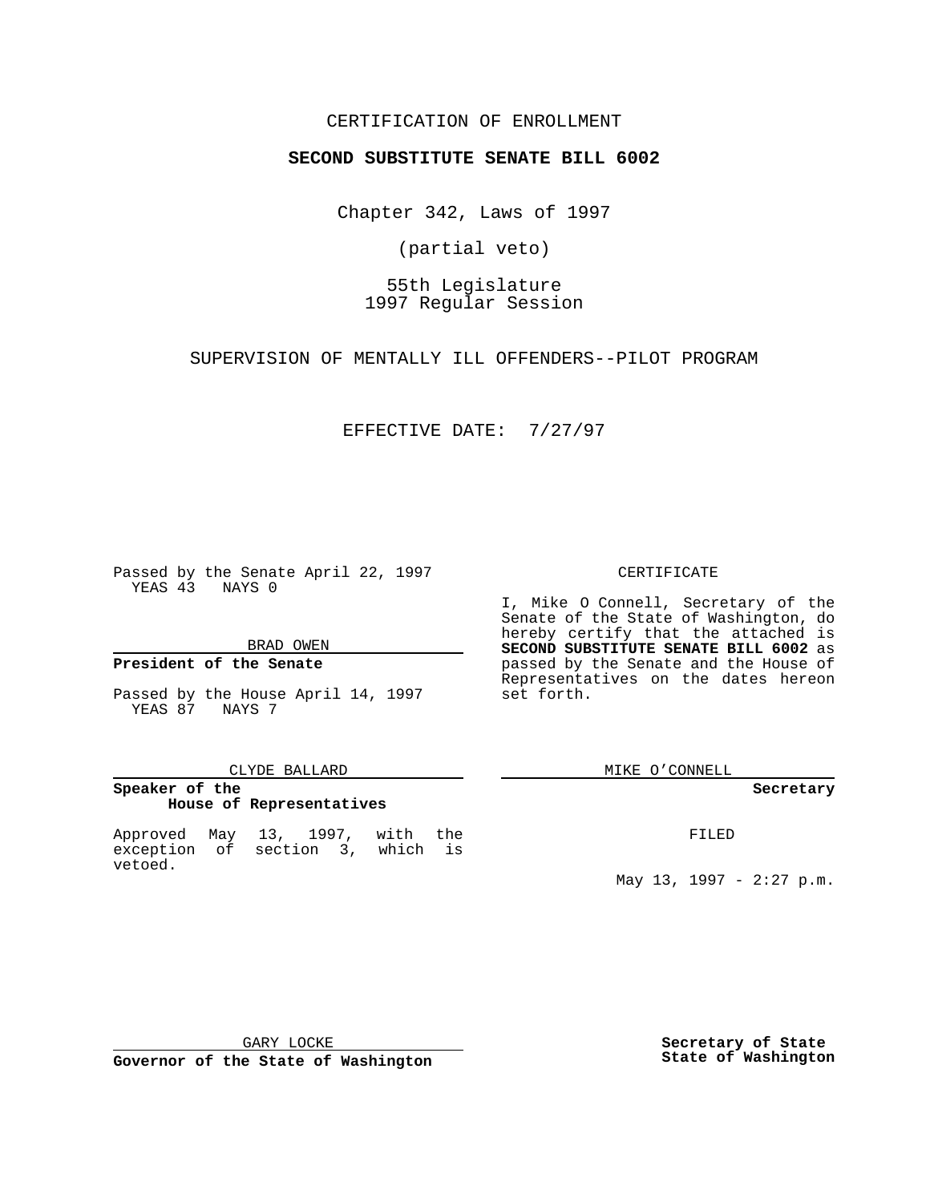CERTIFICATION OF ENROLLMENT

**SECOND SUBSTITUTE SENATE BILL 6002**

Chapter 342, Laws of 1997

(partial veto)

55th Legislature
1997 Regular Session

SUPERVISION OF MENTALLY ILL OFFENDERS--PILOT PROGRAM

EFFECTIVE DATE: 7/27/97

Passed by the Senate April 22, 1997
YEAS 43 NAYS 0

BRAD OWEN

**President of the Senate**

Passed by the House April 14, 1997
YEAS 87 NAYS 7

CLYDE BALLARD

**Speaker of the House of Representatives**

Approved May 13, 1997, with the exception of section 3, which is vetoed.

GARY LOCKE

**Governor of the State of Washington**

CERTIFICATE

I, Mike O Connell, Secretary of the Senate of the State of Washington, do hereby certify that the attached is **SECOND SUBSTITUTE SENATE BILL 6002** as passed by the Senate and the House of Representatives on the dates hereon set forth.

MIKE O'CONNELL

**Secretary**

FILED

May 13, 1997 - 2:27 p.m.

**Secretary of State**
**State of Washington**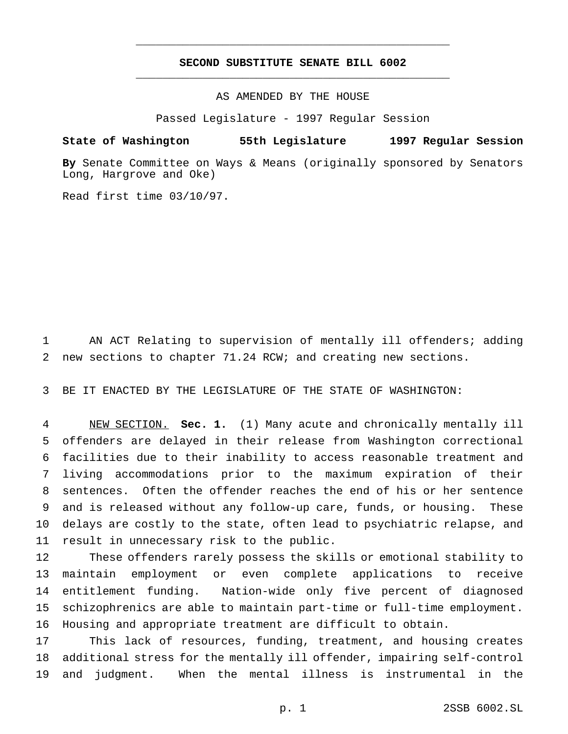# SECOND SUBSTITUTE SENATE BILL 6002

AS AMENDED BY THE HOUSE

Passed Legislature - 1997 Regular Session

**State of Washington 55th Legislature 1997 Regular Session**

**By** Senate Committee on Ways & Means (originally sponsored by Senators Long, Hargrove and Oke)

Read first time 03/10/97.

AN ACT Relating to supervision of mentally ill offenders; adding new sections to chapter 71.24 RCW; and creating new sections.

BE IT ENACTED BY THE LEGISLATURE OF THE STATE OF WASHINGTON:

NEW SECTION. **Sec. 1.** (1) Many acute and chronically mentally ill offenders are delayed in their release from Washington correctional facilities due to their inability to access reasonable treatment and living accommodations prior to the maximum expiration of their sentences. Often the offender reaches the end of his or her sentence and is released without any follow-up care, funds, or housing. These delays are costly to the state, often lead to psychiatric relapse, and result in unnecessary risk to the public.

These offenders rarely possess the skills or emotional stability to maintain employment or even complete applications to receive entitlement funding. Nation-wide only five percent of diagnosed schizophrenics are able to maintain part-time or full-time employment. Housing and appropriate treatment are difficult to obtain.

This lack of resources, funding, treatment, and housing creates additional stress for the mentally ill offender, impairing self-control and judgment. When the mental illness is instrumental in the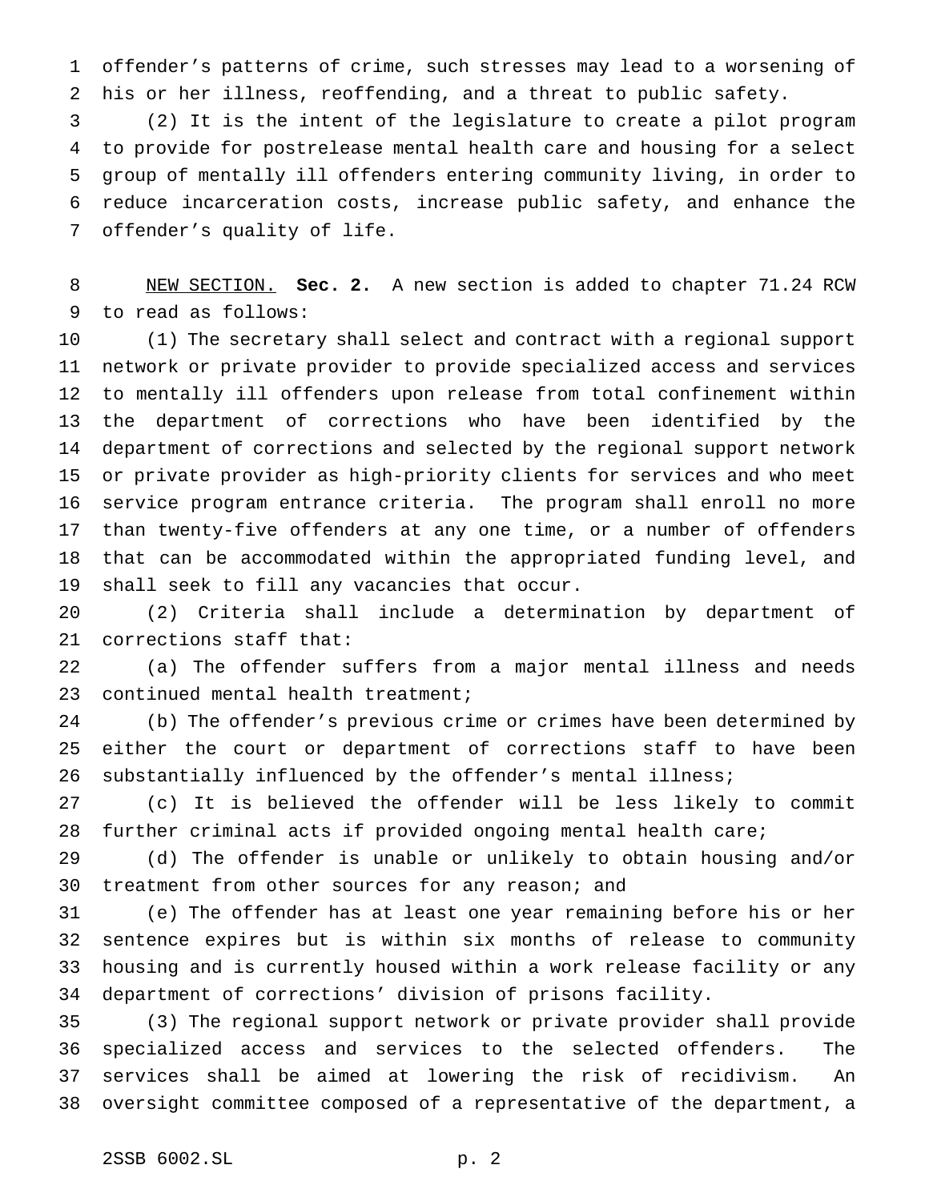offender's patterns of crime, such stresses may lead to a worsening of his or her illness, reoffending, and a threat to public safety.

(2) It is the intent of the legislature to create a pilot program to provide for postrelease mental health care and housing for a select group of mentally ill offenders entering community living, in order to reduce incarceration costs, increase public safety, and enhance the offender's quality of life.

NEW SECTION. **Sec. 2.** A new section is added to chapter 71.24 RCW to read as follows:

(1) The secretary shall select and contract with a regional support network or private provider to provide specialized access and services to mentally ill offenders upon release from total confinement within the department of corrections who have been identified by the department of corrections and selected by the regional support network or private provider as high-priority clients for services and who meet service program entrance criteria. The program shall enroll no more than twenty-five offenders at any one time, or a number of offenders that can be accommodated within the appropriated funding level, and shall seek to fill any vacancies that occur.

(2) Criteria shall include a determination by department of corrections staff that:

(a) The offender suffers from a major mental illness and needs continued mental health treatment;

(b) The offender's previous crime or crimes have been determined by either the court or department of corrections staff to have been substantially influenced by the offender's mental illness;

(c) It is believed the offender will be less likely to commit further criminal acts if provided ongoing mental health care;

(d) The offender is unable or unlikely to obtain housing and/or treatment from other sources for any reason; and

(e) The offender has at least one year remaining before his or her sentence expires but is within six months of release to community housing and is currently housed within a work release facility or any department of corrections' division of prisons facility.

(3) The regional support network or private provider shall provide specialized access and services to the selected offenders. The services shall be aimed at lowering the risk of recidivism. An oversight committee composed of a representative of the department, a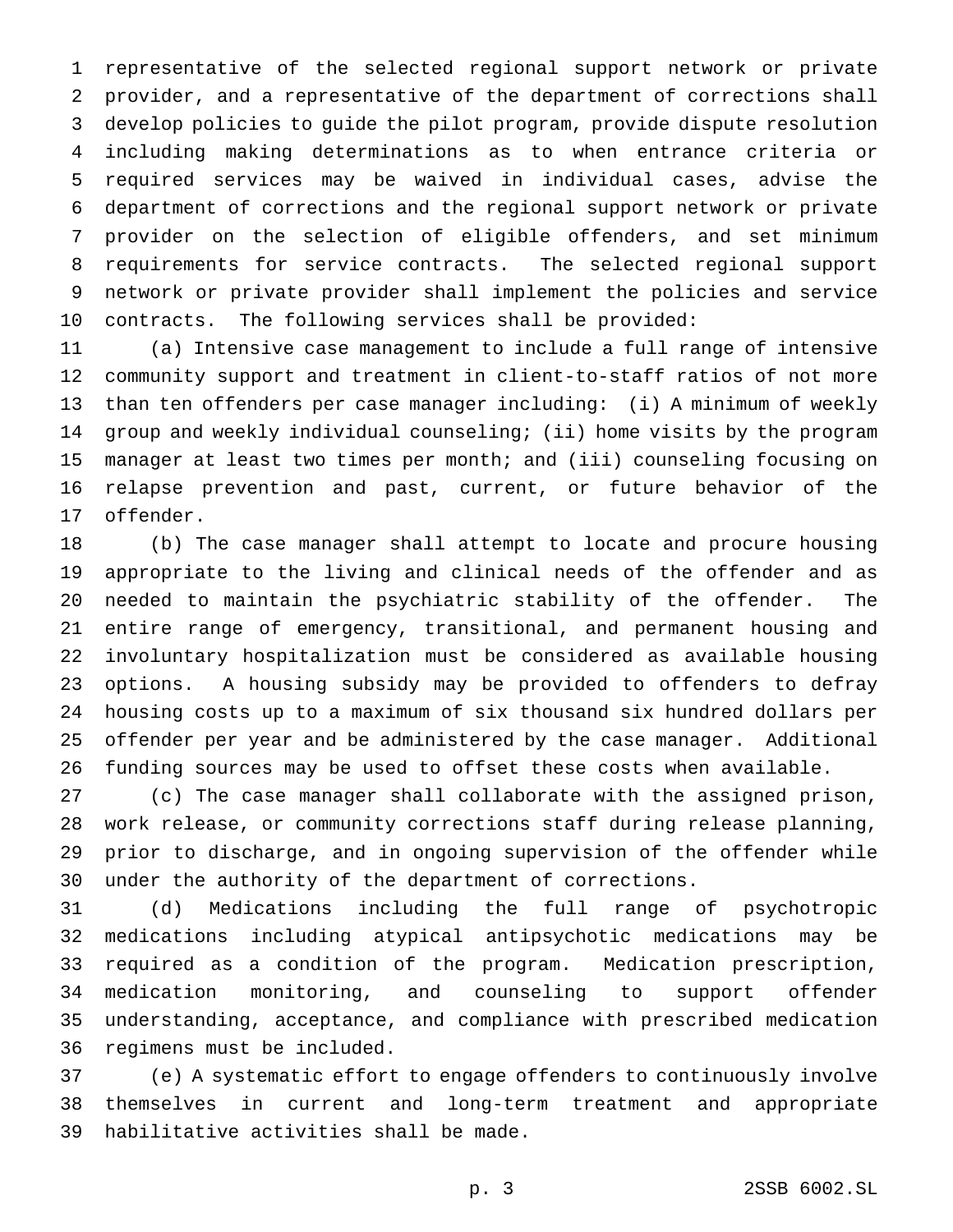representative of the selected regional support network or private provider, and a representative of the department of corrections shall develop policies to guide the pilot program, provide dispute resolution including making determinations as to when entrance criteria or required services may be waived in individual cases, advise the department of corrections and the regional support network or private provider on the selection of eligible offenders, and set minimum requirements for service contracts. The selected regional support network or private provider shall implement the policies and service contracts. The following services shall be provided:

(a) Intensive case management to include a full range of intensive community support and treatment in client-to-staff ratios of not more than ten offenders per case manager including: (i) A minimum of weekly group and weekly individual counseling; (ii) home visits by the program manager at least two times per month; and (iii) counseling focusing on relapse prevention and past, current, or future behavior of the offender.

(b) The case manager shall attempt to locate and procure housing appropriate to the living and clinical needs of the offender and as needed to maintain the psychiatric stability of the offender. The entire range of emergency, transitional, and permanent housing and involuntary hospitalization must be considered as available housing options. A housing subsidy may be provided to offenders to defray housing costs up to a maximum of six thousand six hundred dollars per offender per year and be administered by the case manager. Additional funding sources may be used to offset these costs when available.

(c) The case manager shall collaborate with the assigned prison, work release, or community corrections staff during release planning, prior to discharge, and in ongoing supervision of the offender while under the authority of the department of corrections.

(d) Medications including the full range of psychotropic medications including atypical antipsychotic medications may be required as a condition of the program. Medication prescription, medication monitoring, and counseling to support offender understanding, acceptance, and compliance with prescribed medication regimens must be included.

(e) A systematic effort to engage offenders to continuously involve themselves in current and long-term treatment and appropriate habilitative activities shall be made.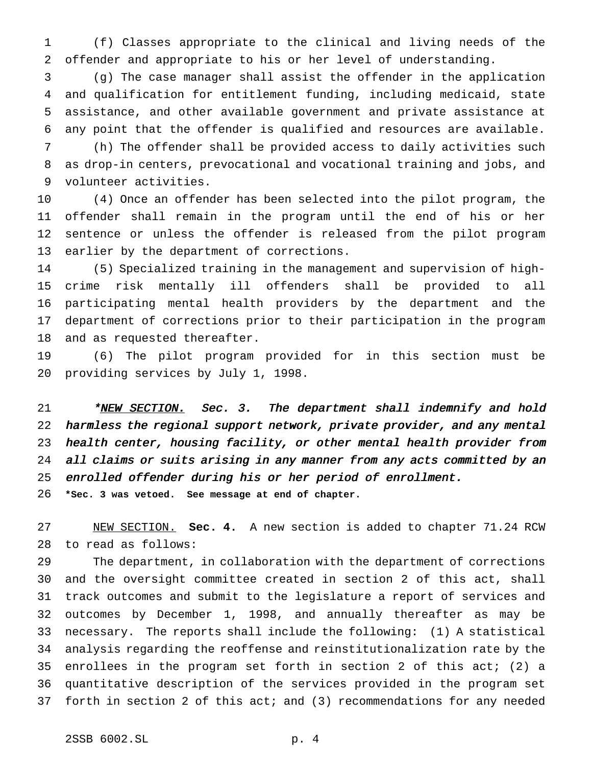(f) Classes appropriate to the clinical and living needs of the offender and appropriate to his or her level of understanding.

(g) The case manager shall assist the offender in the application and qualification for entitlement funding, including medicaid, state assistance, and other available government and private assistance at any point that the offender is qualified and resources are available.

(h) The offender shall be provided access to daily activities such as drop-in centers, prevocational and vocational training and jobs, and volunteer activities.

(4) Once an offender has been selected into the pilot program, the offender shall remain in the program until the end of his or her sentence or unless the offender is released from the pilot program earlier by the department of corrections.

(5) Specialized training in the management and supervision of high-crime risk mentally ill offenders shall be provided to all participating mental health providers by the department and the department of corrections prior to their participation in the program and as requested thereafter.

(6) The pilot program provided for in this section must be providing services by July 1, 1998.

****NEW SECTION.* Sec. 3. The department shall indemnify and hold harmless the regional support network, private provider, and any mental health center, housing facility, or other mental health provider from all claims or suits arising in any manner from any acts committed by an enrolled offender during his or her period of enrollment.***

***Sec. 3 was vetoed. See message at end of chapter.**

NEW SECTION. **Sec. 4.** A new section is added to chapter 71.24 RCW to read as follows:

The department, in collaboration with the department of corrections and the oversight committee created in section 2 of this act, shall track outcomes and submit to the legislature a report of services and outcomes by December 1, 1998, and annually thereafter as may be necessary. The reports shall include the following: (1) A statistical analysis regarding the reoffense and reinstitutionalization rate by the enrollees in the program set forth in section 2 of this act; (2) a quantitative description of the services provided in the program set forth in section 2 of this act; and (3) recommendations for any needed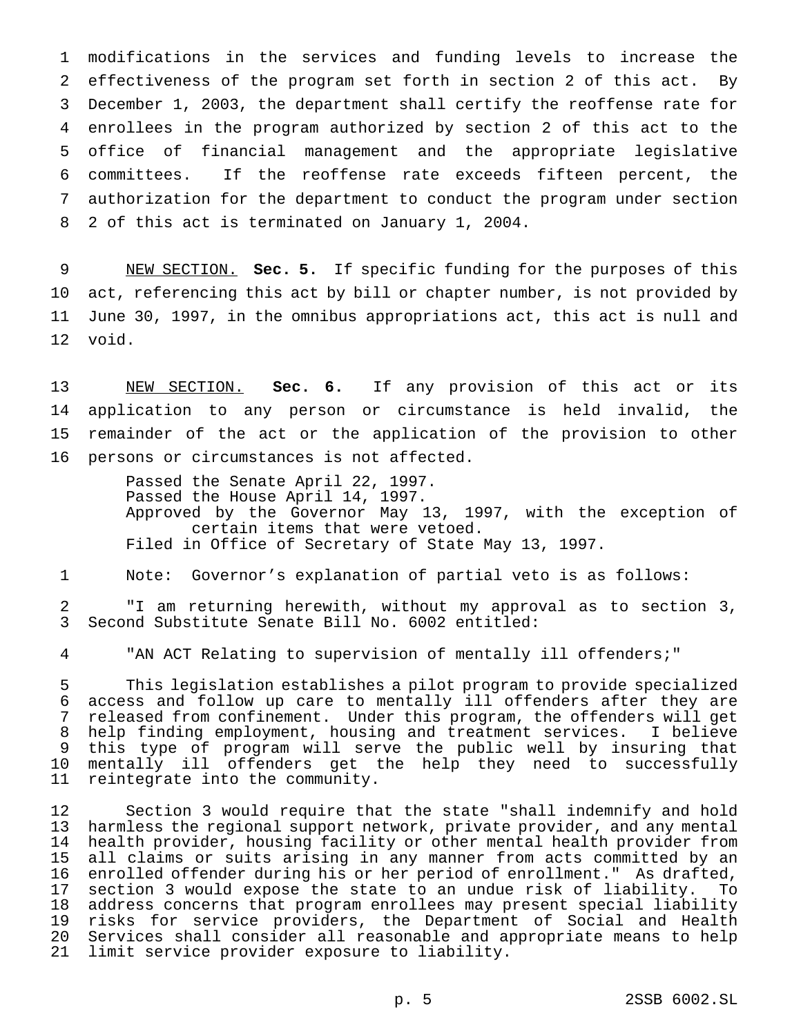modifications in the services and funding levels to increase the effectiveness of the program set forth in section 2 of this act. By December 1, 2003, the department shall certify the reoffense rate for enrollees in the program authorized by section 2 of this act to the office of financial management and the appropriate legislative committees. If the reoffense rate exceeds fifteen percent, the authorization for the department to conduct the program under section 2 of this act is terminated on January 1, 2004.

NEW SECTION. **Sec. 5.** If specific funding for the purposes of this act, referencing this act by bill or chapter number, is not provided by June 30, 1997, in the omnibus appropriations act, this act is null and void.

NEW SECTION. **Sec. 6.** If any provision of this act or its application to any person or circumstance is held invalid, the remainder of the act or the application of the provision to other persons or circumstances is not affected.

Passed the Senate April 22, 1997.
Passed the House April 14, 1997.
Approved by the Governor May 13, 1997, with the exception of certain items that were vetoed.
Filed in Office of Secretary of State May 13, 1997.

Note: Governor's explanation of partial veto is as follows:

"I am returning herewith, without my approval as to section 3, Second Substitute Senate Bill No. 6002 entitled:

"AN ACT Relating to supervision of mentally ill offenders;"

This legislation establishes a pilot program to provide specialized access and follow up care to mentally ill offenders after they are released from confinement. Under this program, the offenders will get help finding employment, housing and treatment services. I believe this type of program will serve the public well by insuring that mentally ill offenders get the help they need to successfully reintegrate into the community.

Section 3 would require that the state "shall indemnify and hold harmless the regional support network, private provider, and any mental health provider, housing facility or other mental health provider from all claims or suits arising in any manner from acts committed by an enrolled offender during his or her period of enrollment." As drafted, section 3 would expose the state to an undue risk of liability. To address concerns that program enrollees may present special liability risks for service providers, the Department of Social and Health Services shall consider all reasonable and appropriate means to help limit service provider exposure to liability.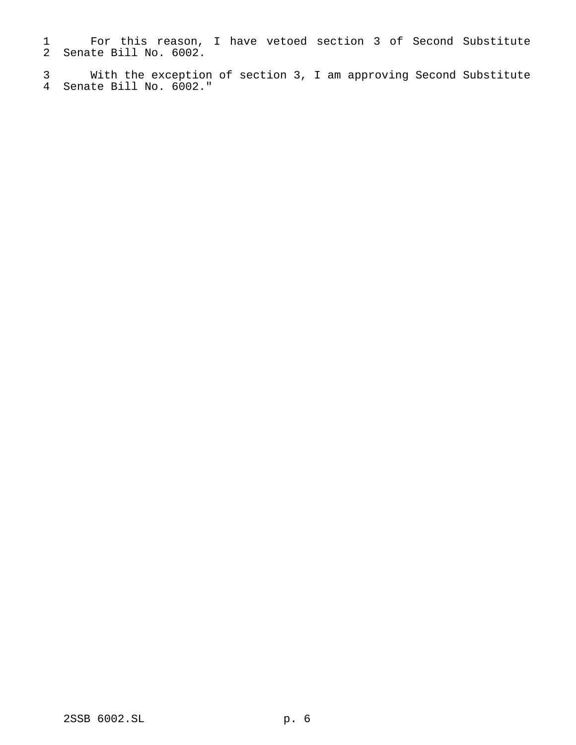For this reason, I have vetoed section 3 of Second Substitute Senate Bill No. 6002.

With the exception of section 3, I am approving Second Substitute Senate Bill No. 6002."